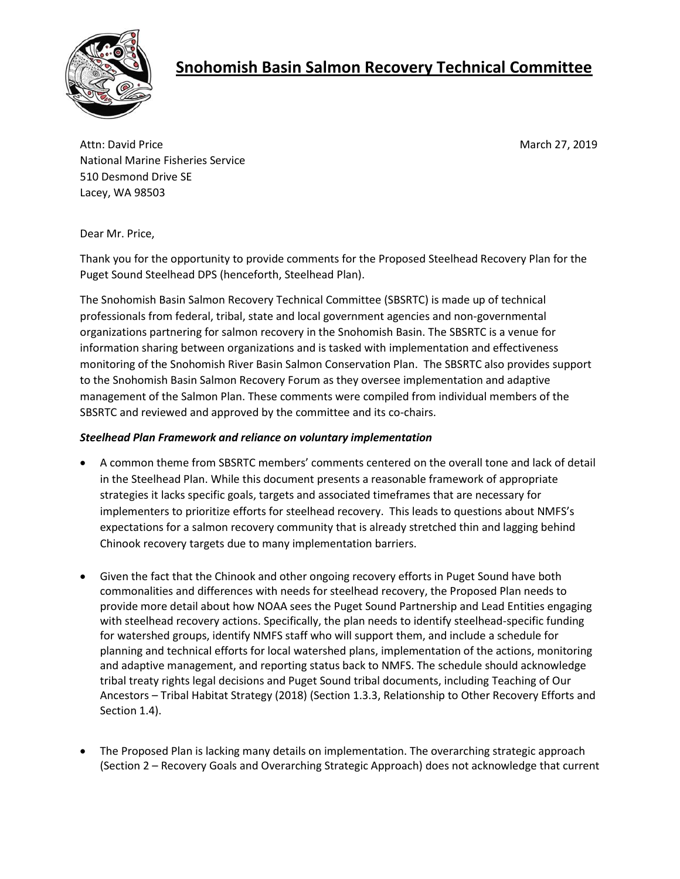# Snohomish Basin Salmon Recovery Technical Committee

Attn: David Price

National Marine Fisheries Service

510 Desmond Drive SE

Lacey, WA 98503

March 27, 2019

Dear Mr. Price,

Thank you for the opportunity to provide comments for the Proposed Steelhead Recovery Plan for the Puget Sound Steelhead DPS (henceforth, Steelhead Plan).

The Snohomish Basin Salmon Recovery Technical Committee (SBSRTC) is made up of technical professionals from federal, tribal, state and local government agencies and non-governmental organizations partnering for salmon recovery in the Snohomish Basin. The SBSRTC is a venue for information sharing between organizations and is tasked with implementation and effectiveness monitoring of the Snohomish River Basin Salmon Conservation Plan. The SBSRTC also provides support to the Snohomish Basin Salmon Recovery Forum as they oversee implementation and adaptive management of the Salmon Plan. These comments were compiled from individual members of the SBSRTC and reviewed and approved by the committee and its co-chairs.

***Steelhead Plan Framework and reliance on voluntary implementation***

- A common theme from SBSRTC members' comments centered on the overall tone and lack of detail in the Steelhead Plan. While this document presents a reasonable framework of appropriate strategies it lacks specific goals, targets and associated timeframes that are necessary for implementers to prioritize efforts for steelhead recovery. This leads to questions about NMFS's expectations for a salmon recovery community that is already stretched thin and lagging behind Chinook recovery targets due to many implementation barriers.

- Given the fact that the Chinook and other ongoing recovery efforts in Puget Sound have both commonalities and differences with needs for steelhead recovery, the Proposed Plan needs to provide more detail about how NOAA sees the Puget Sound Partnership and Lead Entities engaging with steelhead recovery actions. Specifically, the plan needs to identify steelhead-specific funding for watershed groups, identify NMFS staff who will support them, and include a schedule for planning and technical efforts for local watershed plans, implementation of the actions, monitoring and adaptive management, and reporting status back to NMFS. The schedule should acknowledge tribal treaty rights legal decisions and Puget Sound tribal documents, including Teaching of Our Ancestors – Tribal Habitat Strategy (2018) (Section 1.3.3, Relationship to Other Recovery Efforts and Section 1.4).

- The Proposed Plan is lacking many details on implementation. The overarching strategic approach (Section 2 – Recovery Goals and Overarching Strategic Approach) does not acknowledge that current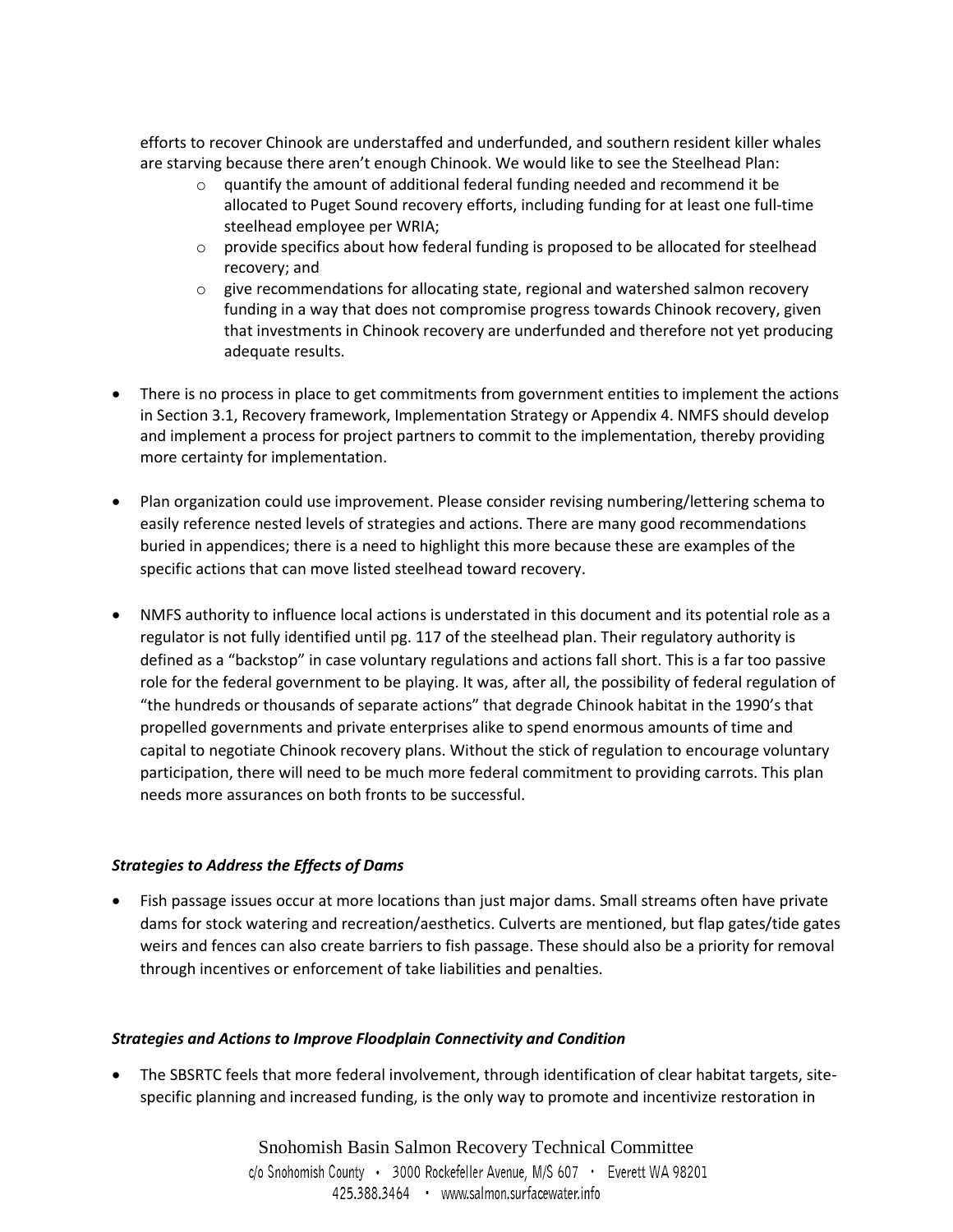efforts to recover Chinook are understaffed and underfunded, and southern resident killer whales are starving because there aren't enough Chinook. We would like to see the Steelhead Plan:

  - quantify the amount of additional federal funding needed and recommend it be allocated to Puget Sound recovery efforts, including funding for at least one full-time steelhead employee per WRIA;
  - provide specifics about how federal funding is proposed to be allocated for steelhead recovery; and
  - give recommendations for allocating state, regional and watershed salmon recovery funding in a way that does not compromise progress towards Chinook recovery, given that investments in Chinook recovery are underfunded and therefore not yet producing adequate results.

- There is no process in place to get commitments from government entities to implement the actions in Section 3.1, Recovery framework, Implementation Strategy or Appendix 4. NMFS should develop and implement a process for project partners to commit to the implementation, thereby providing more certainty for implementation.

- Plan organization could use improvement. Please consider revising numbering/lettering schema to easily reference nested levels of strategies and actions. There are many good recommendations buried in appendices; there is a need to highlight this more because these are examples of the specific actions that can move listed steelhead toward recovery.

- NMFS authority to influence local actions is understated in this document and its potential role as a regulator is not fully identified until pg. 117 of the steelhead plan. Their regulatory authority is defined as a "backstop" in case voluntary regulations and actions fall short. This is a far too passive role for the federal government to be playing. It was, after all, the possibility of federal regulation of "the hundreds or thousands of separate actions" that degrade Chinook habitat in the 1990's that propelled governments and private enterprises alike to spend enormous amounts of time and capital to negotiate Chinook recovery plans. Without the stick of regulation to encourage voluntary participation, there will need to be much more federal commitment to providing carrots. This plan needs more assurances on both fronts to be successful.

***Strategies to Address the Effects of Dams***

- Fish passage issues occur at more locations than just major dams. Small streams often have private dams for stock watering and recreation/aesthetics. Culverts are mentioned, but flap gates/tide gates weirs and fences can also create barriers to fish passage. These should also be a priority for removal through incentives or enforcement of take liabilities and penalties.

***Strategies and Actions to Improve Floodplain Connectivity and Condition***

- The SBSRTC feels that more federal involvement, through identification of clear habitat targets, site-specific planning and increased funding, is the only way to promote and incentivize restoration in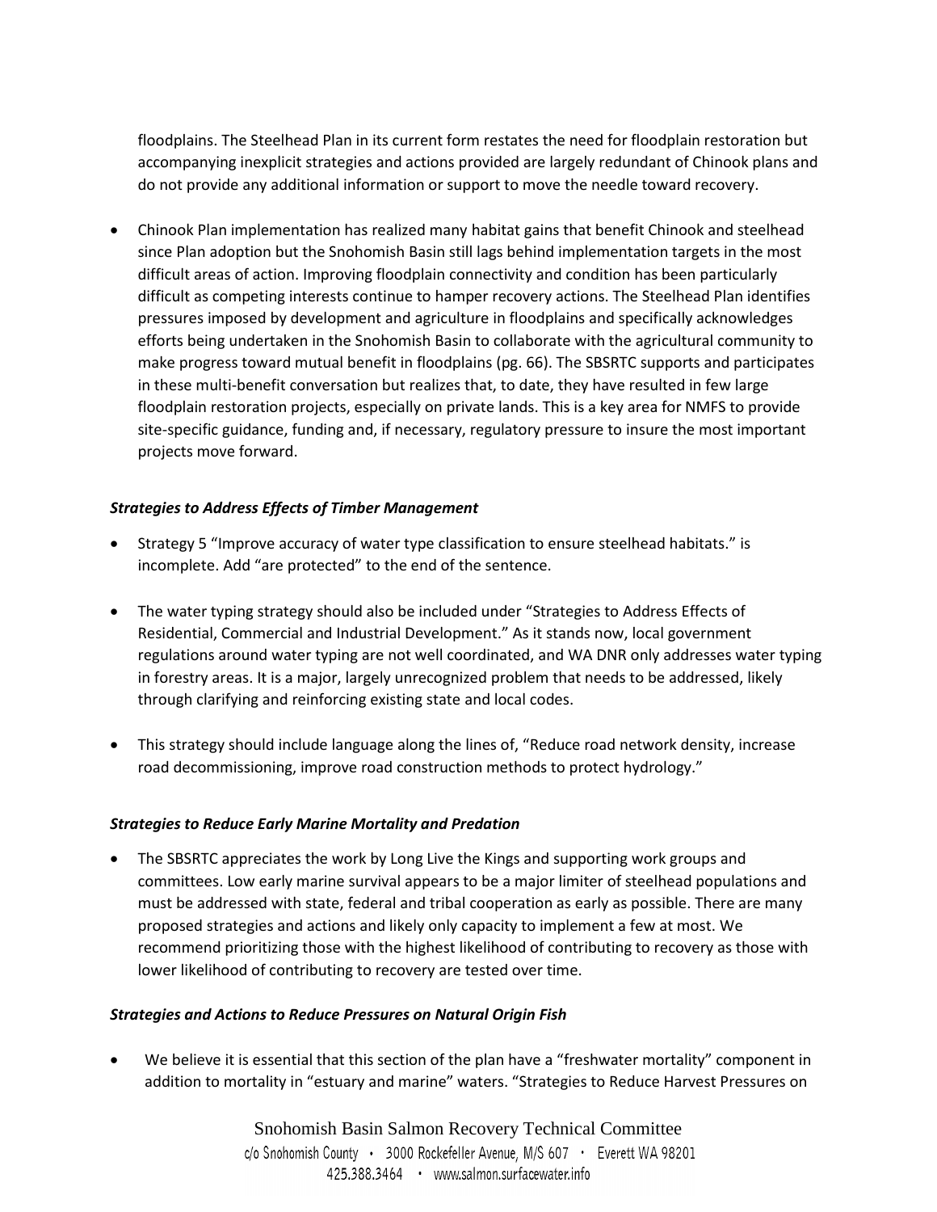floodplains. The Steelhead Plan in its current form restates the need for floodplain restoration but accompanying inexplicit strategies and actions provided are largely redundant of Chinook plans and do not provide any additional information or support to move the needle toward recovery.

- Chinook Plan implementation has realized many habitat gains that benefit Chinook and steelhead since Plan adoption but the Snohomish Basin still lags behind implementation targets in the most difficult areas of action. Improving floodplain connectivity and condition has been particularly difficult as competing interests continue to hamper recovery actions. The Steelhead Plan identifies pressures imposed by development and agriculture in floodplains and specifically acknowledges efforts being undertaken in the Snohomish Basin to collaborate with the agricultural community to make progress toward mutual benefit in floodplains (pg. 66). The SBSRTC supports and participates in these multi-benefit conversation but realizes that, to date, they have resulted in few large floodplain restoration projects, especially on private lands. This is a key area for NMFS to provide site-specific guidance, funding and, if necessary, regulatory pressure to insure the most important projects move forward.

### *Strategies to Address Effects of Timber Management*

- Strategy 5 "Improve accuracy of water type classification to ensure steelhead habitats." is incomplete. Add "are protected" to the end of the sentence.

- The water typing strategy should also be included under "Strategies to Address Effects of Residential, Commercial and Industrial Development." As it stands now, local government regulations around water typing are not well coordinated, and WA DNR only addresses water typing in forestry areas. It is a major, largely unrecognized problem that needs to be addressed, likely through clarifying and reinforcing existing state and local codes.

- This strategy should include language along the lines of, "Reduce road network density, increase road decommissioning, improve road construction methods to protect hydrology."

### *Strategies to Reduce Early Marine Mortality and Predation*

- The SBSRTC appreciates the work by Long Live the Kings and supporting work groups and committees. Low early marine survival appears to be a major limiter of steelhead populations and must be addressed with state, federal and tribal cooperation as early as possible. There are many proposed strategies and actions and likely only capacity to implement a few at most. We recommend prioritizing those with the highest likelihood of contributing to recovery as those with lower likelihood of contributing to recovery are tested over time.

### *Strategies and Actions to Reduce Pressures on Natural Origin Fish*

- We believe it is essential that this section of the plan have a "freshwater mortality" component in addition to mortality in "estuary and marine" waters. "Strategies to Reduce Harvest Pressures on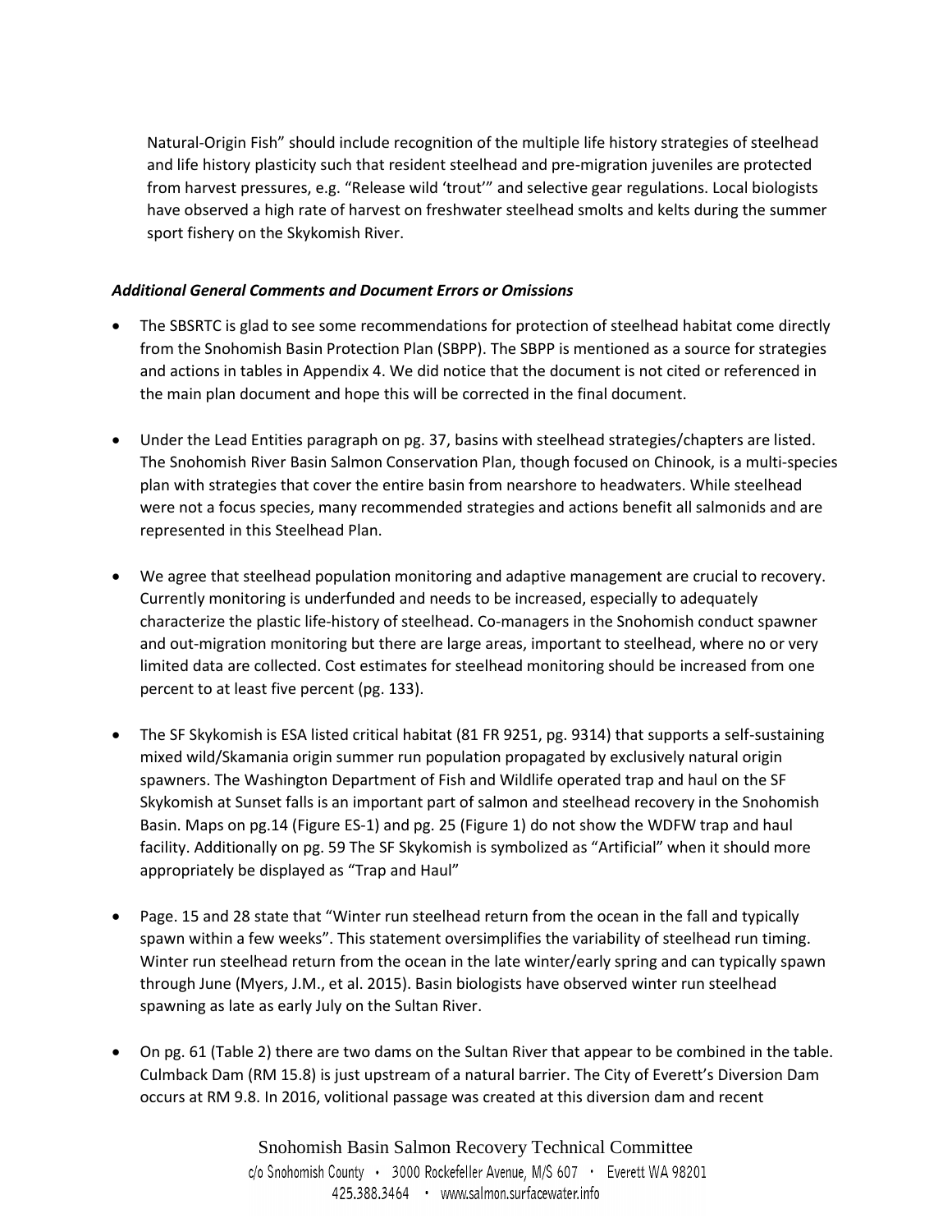Natural-Origin Fish" should include recognition of the multiple life history strategies of steelhead and life history plasticity such that resident steelhead and pre-migration juveniles are protected from harvest pressures, e.g. "Release wild 'trout'" and selective gear regulations. Local biologists have observed a high rate of harvest on freshwater steelhead smolts and kelts during the summer sport fishery on the Skykomish River.

***Additional General Comments and Document Errors or Omissions***

- The SBSRTC is glad to see some recommendations for protection of steelhead habitat come directly from the Snohomish Basin Protection Plan (SBPP). The SBPP is mentioned as a source for strategies and actions in tables in Appendix 4. We did notice that the document is not cited or referenced in the main plan document and hope this will be corrected in the final document.

- Under the Lead Entities paragraph on pg. 37, basins with steelhead strategies/chapters are listed. The Snohomish River Basin Salmon Conservation Plan, though focused on Chinook, is a multi-species plan with strategies that cover the entire basin from nearshore to headwaters. While steelhead were not a focus species, many recommended strategies and actions benefit all salmonids and are represented in this Steelhead Plan.

- We agree that steelhead population monitoring and adaptive management are crucial to recovery. Currently monitoring is underfunded and needs to be increased, especially to adequately characterize the plastic life-history of steelhead. Co-managers in the Snohomish conduct spawner and out-migration monitoring but there are large areas, important to steelhead, where no or very limited data are collected. Cost estimates for steelhead monitoring should be increased from one percent to at least five percent (pg. 133).

- The SF Skykomish is ESA listed critical habitat (81 FR 9251, pg. 9314) that supports a self-sustaining mixed wild/Skamania origin summer run population propagated by exclusively natural origin spawners. The Washington Department of Fish and Wildlife operated trap and haul on the SF Skykomish at Sunset falls is an important part of salmon and steelhead recovery in the Snohomish Basin. Maps on pg.14 (Figure ES-1) and pg. 25 (Figure 1) do not show the WDFW trap and haul facility. Additionally on pg. 59 The SF Skykomish is symbolized as "Artificial" when it should more appropriately be displayed as "Trap and Haul"

- Page. 15 and 28 state that "Winter run steelhead return from the ocean in the fall and typically spawn within a few weeks". This statement oversimplifies the variability of steelhead run timing. Winter run steelhead return from the ocean in the late winter/early spring and can typically spawn through June (Myers, J.M., et al. 2015). Basin biologists have observed winter run steelhead spawning as late as early July on the Sultan River.

- On pg. 61 (Table 2) there are two dams on the Sultan River that appear to be combined in the table. Culmback Dam (RM 15.8) is just upstream of a natural barrier. The City of Everett's Diversion Dam occurs at RM 9.8. In 2016, volitional passage was created at this diversion dam and recent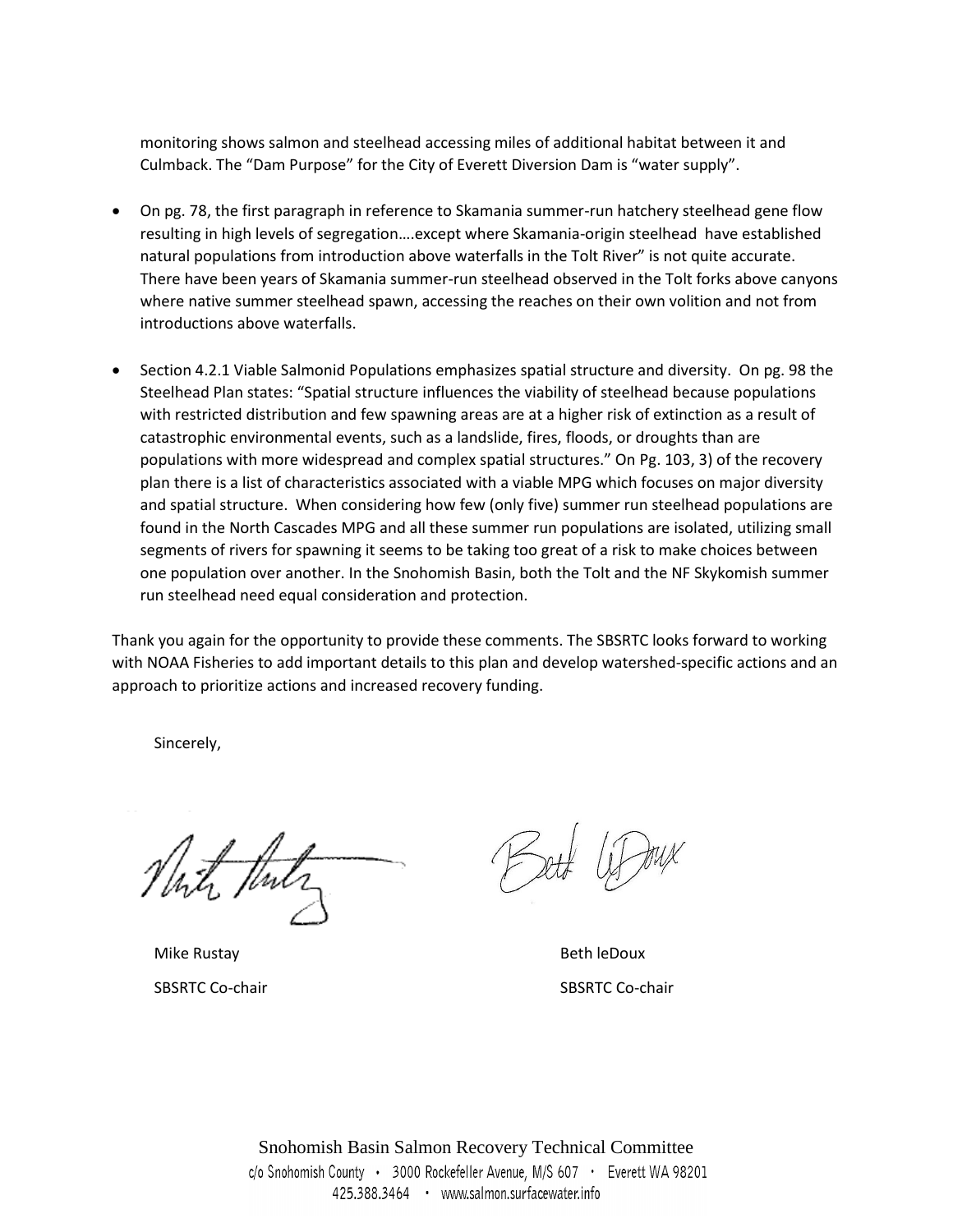monitoring shows salmon and steelhead accessing miles of additional habitat between it and Culmback. The "Dam Purpose" for the City of Everett Diversion Dam is "water supply".

- On pg. 78, the first paragraph in reference to Skamania summer-run hatchery steelhead gene flow resulting in high levels of segregation….except where Skamania-origin steelhead have established natural populations from introduction above waterfalls in the Tolt River" is not quite accurate. There have been years of Skamania summer-run steelhead observed in the Tolt forks above canyons where native summer steelhead spawn, accessing the reaches on their own volition and not from introductions above waterfalls.

- Section 4.2.1 Viable Salmonid Populations emphasizes spatial structure and diversity. On pg. 98 the Steelhead Plan states: "Spatial structure influences the viability of steelhead because populations with restricted distribution and few spawning areas are at a higher risk of extinction as a result of catastrophic environmental events, such as a landslide, fires, floods, or droughts than are populations with more widespread and complex spatial structures." On Pg. 103, 3) of the recovery plan there is a list of characteristics associated with a viable MPG which focuses on major diversity and spatial structure. When considering how few (only five) summer run steelhead populations are found in the North Cascades MPG and all these summer run populations are isolated, utilizing small segments of rivers for spawning it seems to be taking too great of a risk to make choices between one population over another. In the Snohomish Basin, both the Tolt and the NF Skykomish summer run steelhead need equal consideration and protection.

Thank you again for the opportunity to provide these comments. The SBSRTC looks forward to working with NOAA Fisheries to add important details to this plan and develop watershed-specific actions and an approach to prioritize actions and increased recovery funding.

Sincerely,

Mike Rustay
SBSRTC Co-chair

Beth leDoux
SBSRTC Co-chair

Snohomish Basin Salmon Recovery Technical Committee
c/o Snohomish County • 3000 Rockefeller Avenue, M/S 607 • Everett WA 98201
425.388.3464 • www.salmon.surfacewater.info